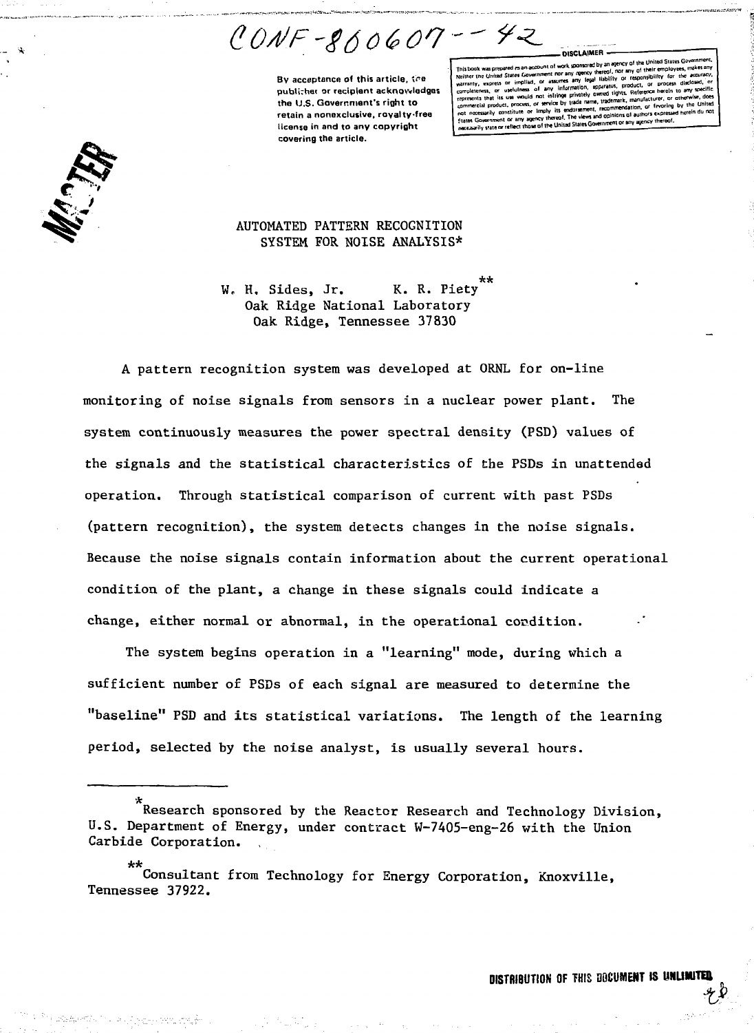CONF-860607--42

By acceptance of this article, the publisher or recipient acknowledges the U.S. Government's right to retain a nonexclusive, royalty-free license in and to any copyright covering the article.

DISCLAIMER

This book was prepared as an account of work sponsored by an agency of the United States Government. Neither the United States Government nor any agency thereof, nor any of their employees, makes any warranty, express or implied, or assumes any legal liability or responsibility for the accuracy, completeness, or usefulness of any information, apparatus, product, or process disclosed, or represents that its use would not infringe privately owned rights. Reference herein to any specific commercial product, process, or service by trade name, trademark, manufacturer, or otherwise, does not necessarily constitute or imply its endorsement, recommendation, or favoring by the United States Government or any agency thereof. The views and opinions of authors expressed herein do not necessarily state or reflect those of the United States Government or any agency thereof.

MASTER

# AUTOMATED PATTERN RECOGNITION SYSTEM FOR NOISE ANALYSIS*

W. H. Sides, Jr.    K. R. Piety**
Oak Ridge National Laboratory
Oak Ridge, Tennessee 37830

A pattern recognition system was developed at ORNL for on-line monitoring of noise signals from sensors in a nuclear power plant. The system continuously measures the power spectral density (PSD) values of the signals and the statistical characteristics of the PSDs in unattended operation. Through statistical comparison of current with past PSDs (pattern recognition), the system detects changes in the noise signals. Because the noise signals contain information about the current operational condition of the plant, a change in these signals could indicate a change, either normal or abnormal, in the operational condition.

The system begins operation in a "learning" mode, during which a sufficient number of PSDs of each signal are measured to determine the "baseline" PSD and its statistical variations. The length of the learning period, selected by the noise analyst, is usually several hours.

---

*Research sponsored by the Reactor Research and Technology Division, U.S. Department of Energy, under contract W-7405-eng-26 with the Union Carbide Corporation.

**Consultant from Technology for Energy Corporation, Knoxville, Tennessee 37922.

DISTRIBUTION OF THIS DOCUMENT IS UNLIMITED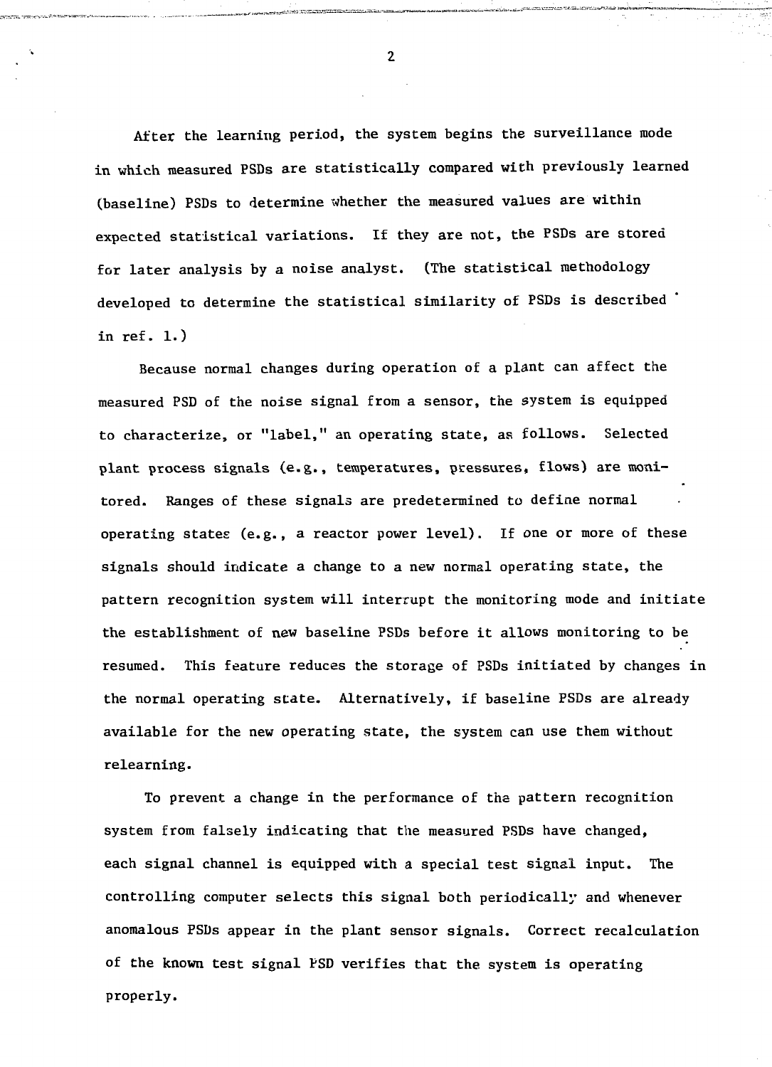After the learning period, the system begins the surveillance mode in which measured PSDs are statistically compared with previously learned (baseline) PSDs to determine whether the measured values are within expected statistical variations. If they are not, the PSDs are stored for later analysis by a noise analyst. (The statistical methodology developed to determine the statistical similarity of PSDs is described in ref. 1.)

Because normal changes during operation of a plant can affect the measured PSD of the noise signal from a sensor, the system is equipped to characterize, or "label," an operating state, as follows. Selected plant process signals (e.g., temperatures, pressures, flows) are monitored. Ranges of these signals are predetermined to define normal operating states (e.g., a reactor power level). If one or more of these signals should indicate a change to a new normal operating state, the pattern recognition system will interrupt the monitoring mode and initiate the establishment of new baseline PSDs before it allows monitoring to be resumed. This feature reduces the storage of PSDs initiated by changes in the normal operating state. Alternatively, if baseline PSDs are already available for the new operating state, the system can use them without relearning.

To prevent a change in the performance of the pattern recognition system from falsely indicating that the measured PSDs have changed, each signal channel is equipped with a special test signal input. The controlling computer selects this signal both periodically and whenever anomalous PSDs appear in the plant sensor signals. Correct recalculation of the known test signal PSD verifies that the system is operating properly.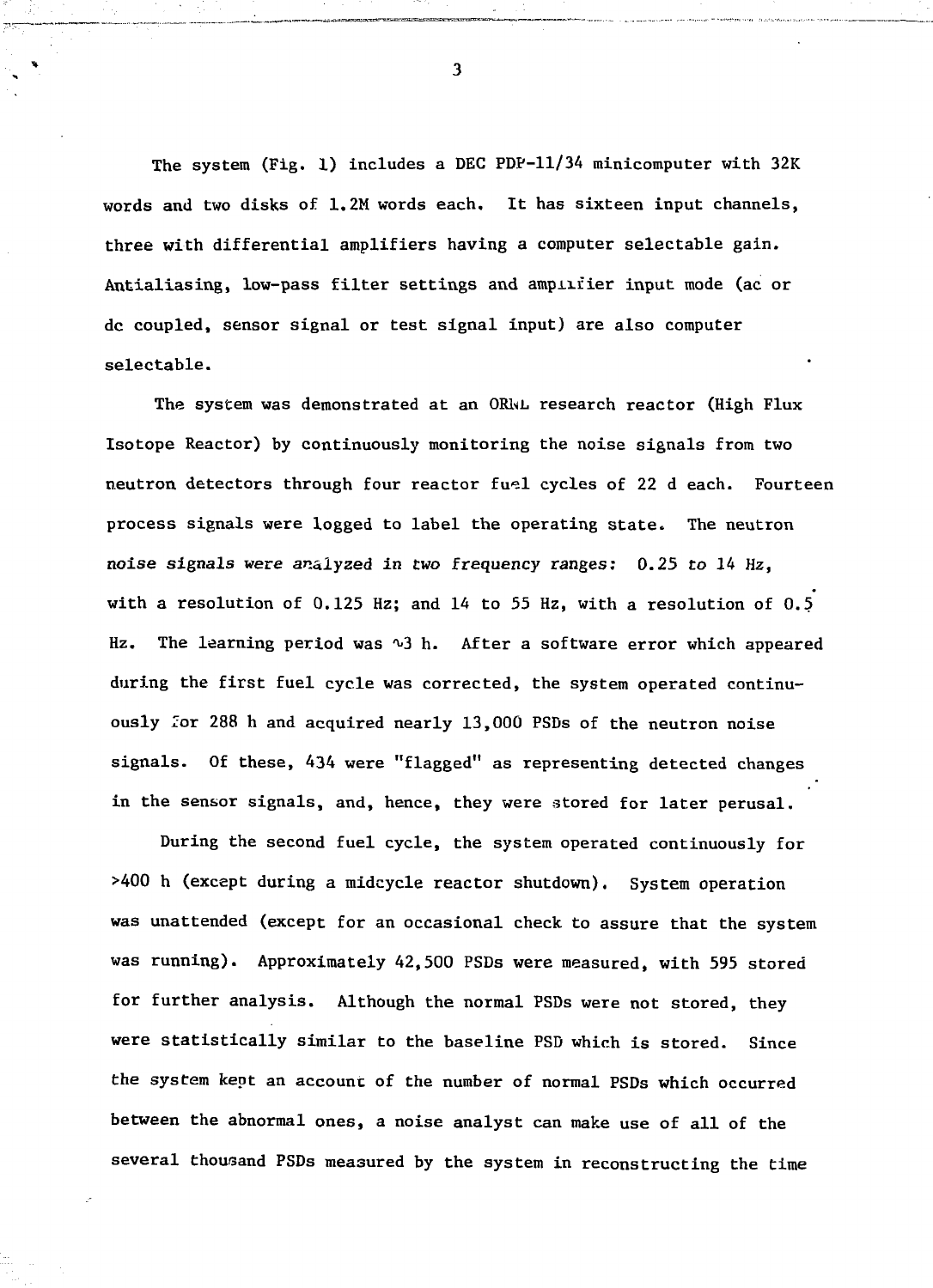The system (Fig. 1) includes a DEC PDP-11/34 minicomputer with 32K words and two disks of 1.2M words each. It has sixteen input channels, three with differential amplifiers having a computer selectable gain. Antialiasing, low-pass filter settings and amplifier input mode (ac or dc coupled, sensor signal or test signal input) are also computer selectable.

The system was demonstrated at an ORNL research reactor (High Flux Isotope Reactor) by continuously monitoring the noise signals from two neutron detectors through four reactor fuel cycles of 22 d each. Fourteen process signals were logged to label the operating state. The neutron noise signals were analyzed in two frequency ranges: 0.25 to 14 Hz, with a resolution of 0.125 Hz; and 14 to 55 Hz, with a resolution of 0.5 Hz. The learning period was ~3 h. After a software error which appeared during the first fuel cycle was corrected, the system operated continuously for 288 h and acquired nearly 13,000 PSDs of the neutron noise signals. Of these, 434 were "flagged" as representing detected changes in the sensor signals, and, hence, they were stored for later perusal.

During the second fuel cycle, the system operated continuously for >400 h (except during a midcycle reactor shutdown). System operation was unattended (except for an occasional check to assure that the system was running). Approximately 42,500 PSDs were measured, with 595 stored for further analysis. Although the normal PSDs were not stored, they were statistically similar to the baseline PSD which is stored. Since the system kept an account of the number of normal PSDs which occurred between the abnormal ones, a noise analyst can make use of all of the several thousand PSDs measured by the system in reconstructing the time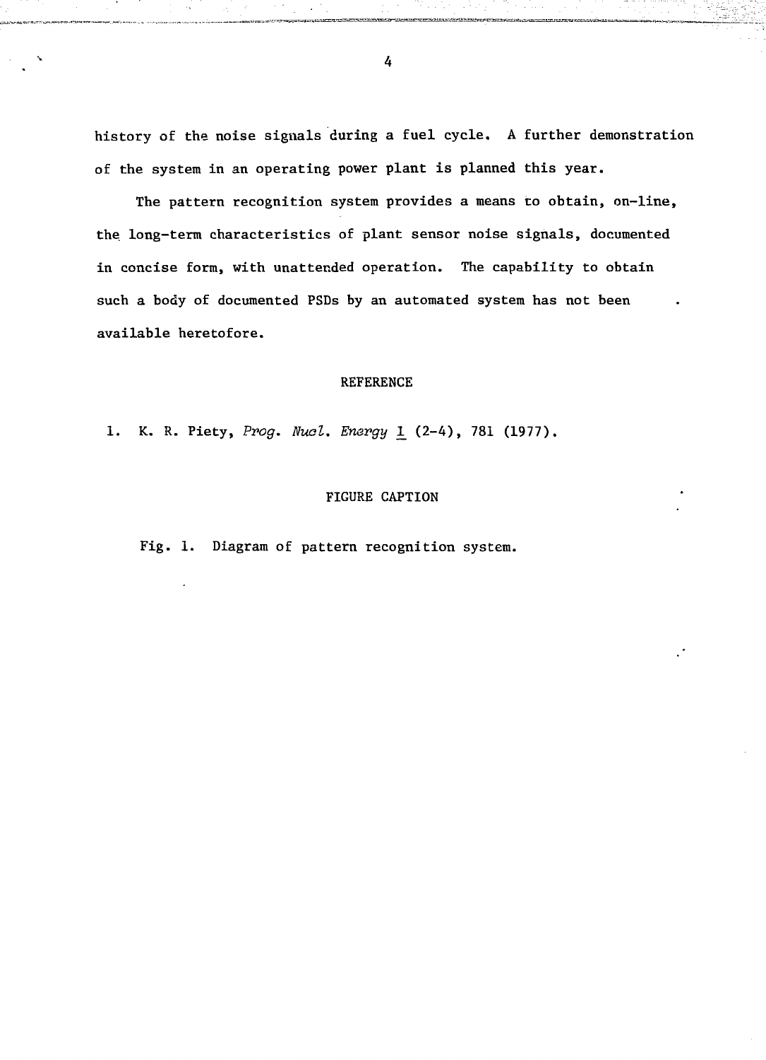history of the noise signals during a fuel cycle. A further demonstration of the system in an operating power plant is planned this year.

The pattern recognition system provides a means to obtain, on-line, the long-term characteristics of plant sensor noise signals, documented in concise form, with unattended operation. The capability to obtain such a body of documented PSDs by an automated system has not been available heretofore.

## REFERENCE

1. K. R. Piety, *Prog. Nucl. Energy* 1 (2-4), 781 (1977).

## FIGURE CAPTION

Fig. 1. Diagram of pattern recognition system.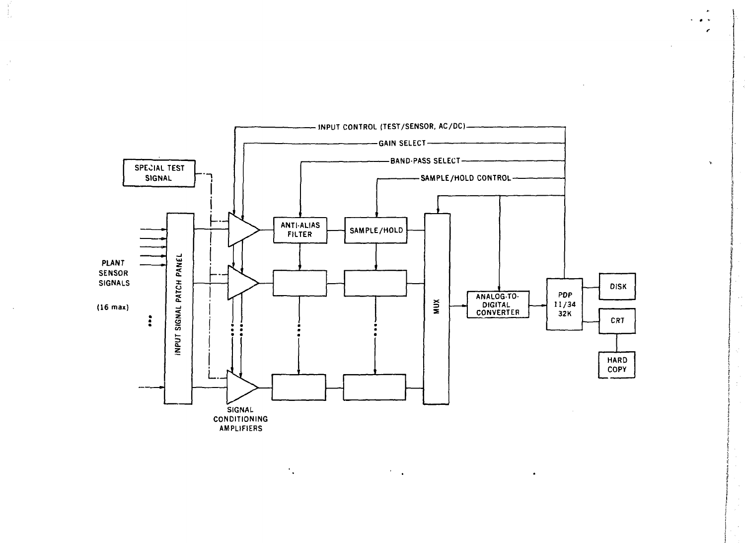INPUT CONTROL (TEST/SENSOR, AC/DC)

GAIN SELECT

BAND-PASS SELECT

SAMPLE/HOLD CONTROL

SPECIAL TEST SIGNAL

PLANT SENSOR SIGNALS

(16 max)

INPUT SIGNAL PATCH PANEL

ANTI-ALIAS FILTER

SAMPLE/HOLD

MUX

ANALOG-TO-DIGITAL CONVERTER

PDP 11/34 32K

DISK

CRT

HARD COPY

SIGNAL CONDITIONING AMPLIFIERS